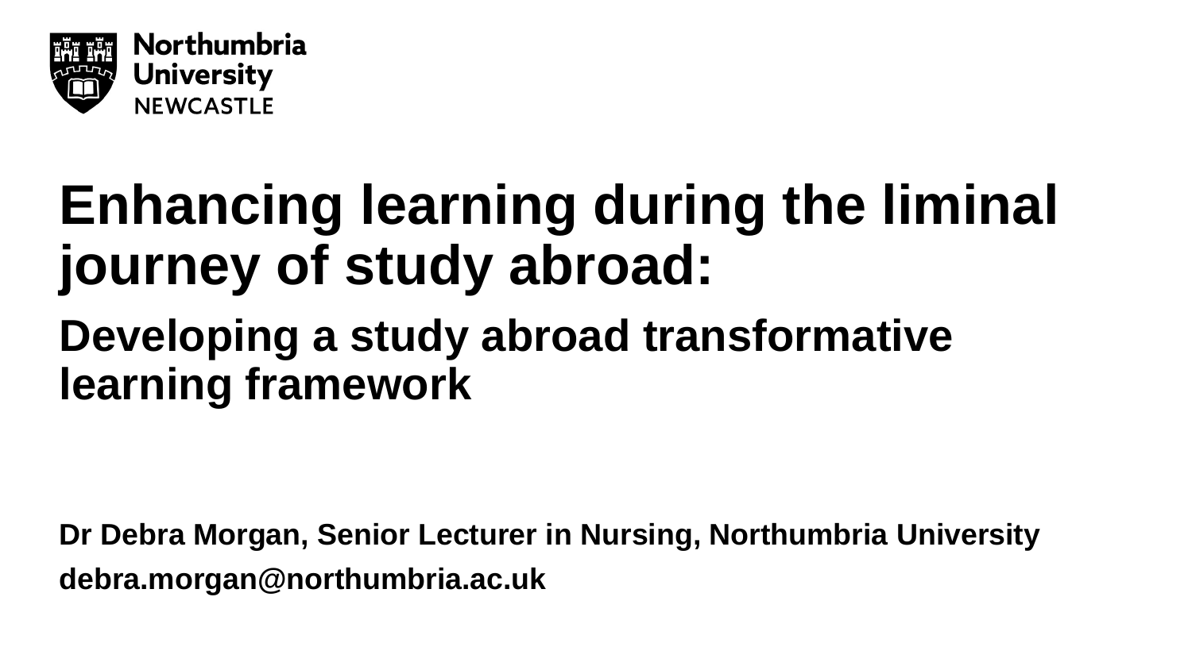Northumbria University NEWCASTLE

# Enhancing learning during the liminal journey of study abroad:

## Developing a study abroad transformative learning framework

**Dr Debra Morgan, Senior Lecturer in Nursing, Northumbria University**

**debra.morgan@northumbria.ac.uk**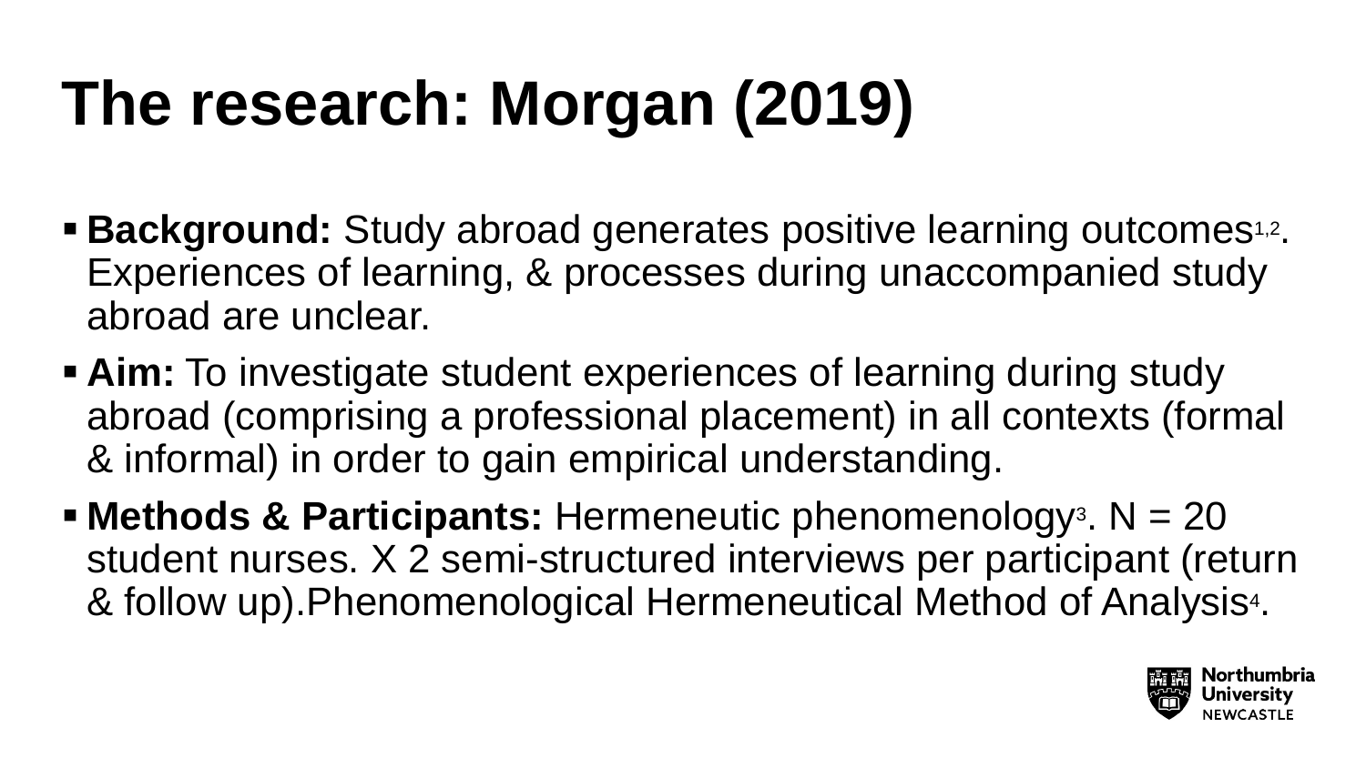# The research: Morgan (2019)

- **Background:** Study abroad generates positive learning outcomes[1,2]. Experiences of learning, & processes during unaccompanied study abroad are unclear.
- **Aim:** To investigate student experiences of learning during study abroad (comprising a professional placement) in all contexts (formal & informal) in order to gain empirical understanding.
- **Methods & Participants:** Hermeneutic phenomenology[3]. N = 20 student nurses. X 2 semi-structured interviews per participant (return & follow up).Phenomenological Hermeneutical Method of Analysis[4].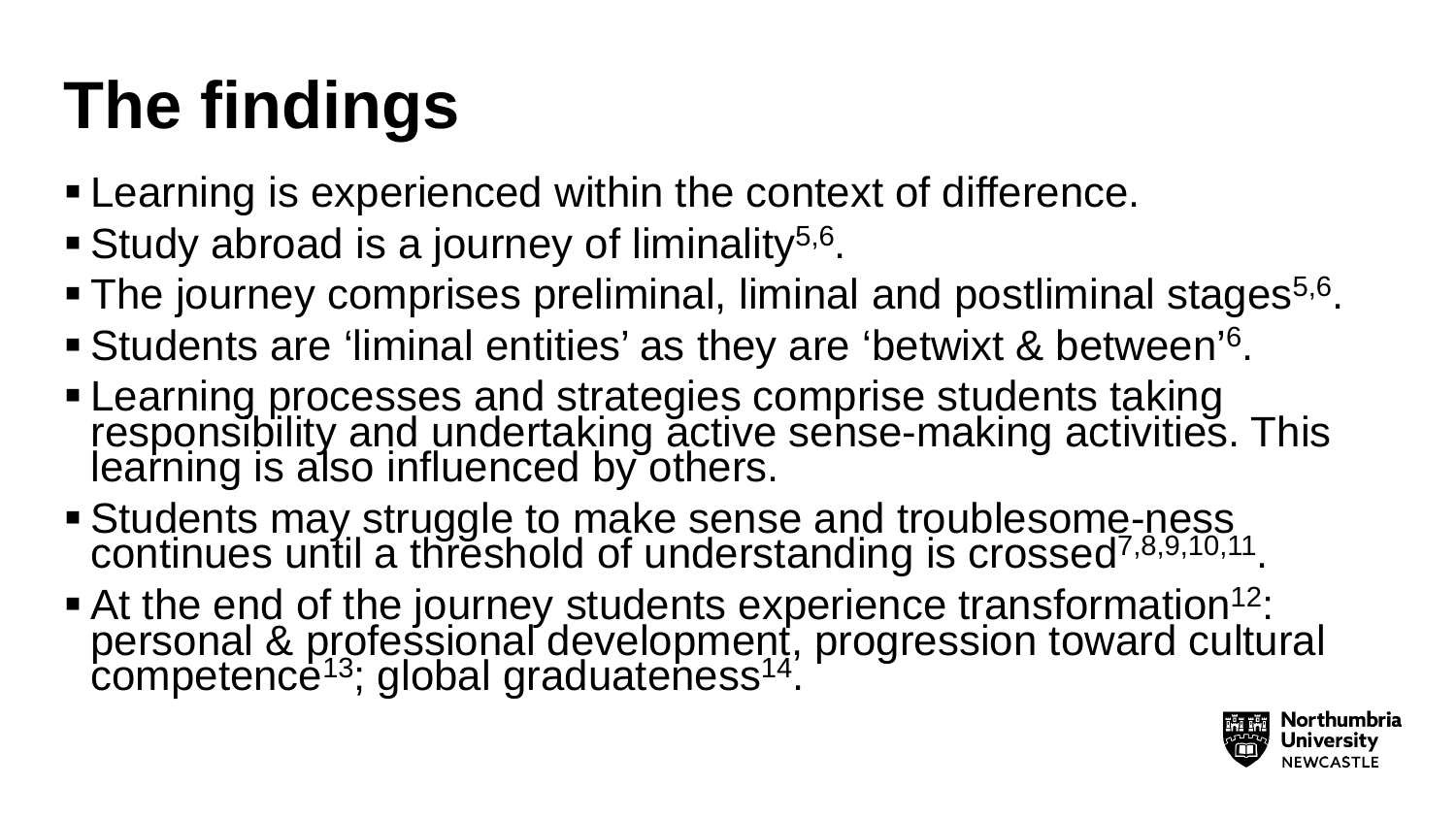# The findings

- Learning is experienced within the context of difference.
- Study abroad is a journey of liminality[5,6].
- The journey comprises preliminal, liminal and postliminal stages[5,6].
- Students are 'liminal entities' as they are 'betwixt & between'[6].
- Learning processes and strategies comprise students taking responsibility and undertaking active sense-making activities. This learning is also influenced by others.
- Students may struggle to make sense and troublesome-ness continues until a threshold of understanding is crossed[7,8,9,10,11].
- At the end of the journey students experience transformation[12]: personal & professional development, progression toward cultural competence[13]; global graduateness[14].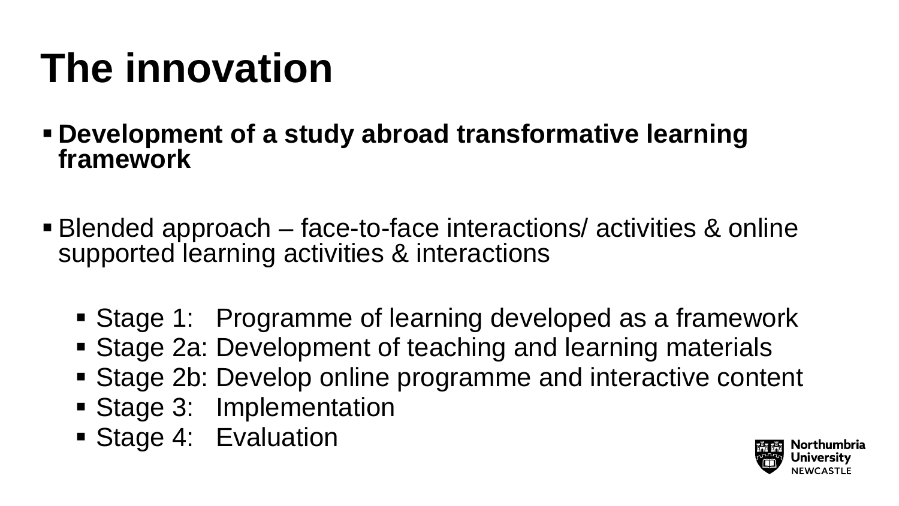# The innovation

- **Development of a study abroad transformative learning framework**

- Blended approach – face-to-face interactions/ activities & online supported learning activities & interactions

  - Stage 1: Programme of learning developed as a framework
  - Stage 2a: Development of teaching and learning materials
  - Stage 2b: Develop online programme and interactive content
  - Stage 3: Implementation
  - Stage 4: Evaluation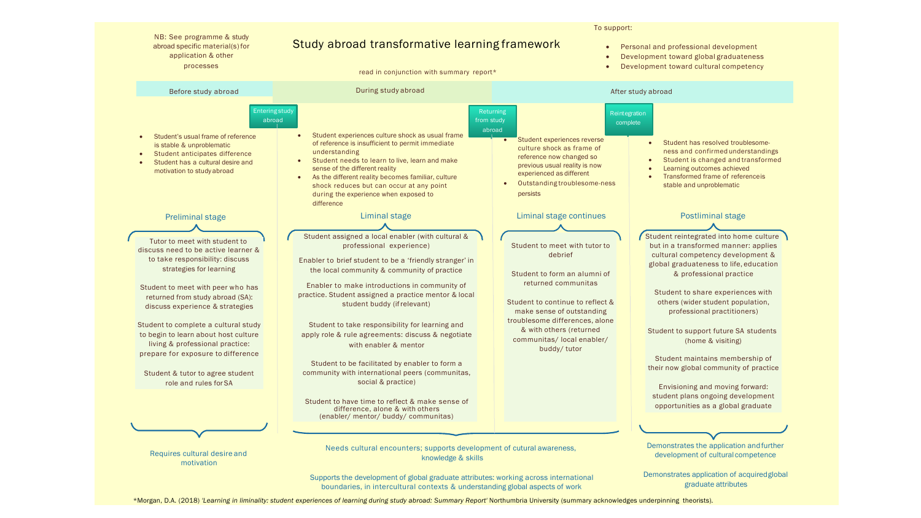# Study abroad transformative learning framework

NB: See programme & study abroad specific material(s) for application & other processes

read in conjunction with summary report*

To support:

- Personal and professional development
- Development toward global graduateness
- Development toward cultural competency

## Before study abroad

- Student's usual frame of reference is stable & unproblematic
- Student anticipates difference
- Student has a cultural desire and motivation to study abroad

**Entering study abroad**

### Preliminal stage

Tutor to meet with student to discuss need to be active learner & to take responsibility: discuss strategies for learning

Student to meet with peer who has returned from study abroad (SA): discuss experience & strategies

Student to complete a cultural study to begin to learn about host culture living & professional practice: prepare for exposure to difference

Student & tutor to agree student role and rules for SA

Requires cultural desire and motivation

## During study abroad

- Student experiences culture shock as usual frame of reference is insufficient to permit immediate understanding
- Student needs to learn to live, learn and make sense of the different reality
- As the different reality becomes familiar, culture shock reduces but can occur at any point during the experience when exposed to difference

### Liminal stage

Student assigned a local enabler (with cultural & professional experience)

Enabler to brief student to be a 'friendly stranger' in the local community & community of practice

Enabler to make introductions in community of practice. Student assigned a practice mentor & local student buddy (if relevant)

Student to take responsibility for learning and apply role & rule agreements: discuss & negotiate with enabler & mentor

Student to be facilitated by enabler to form a community with international peers (communitas, social & practice)

Student to have time to reflect & make sense of difference, alone & with others (enabler/ mentor/ buddy/ communitas)

**Returning from study abroad**

## After study abroad

- Student experiences reverse culture shock as frame of reference now changed so previous usual reality is now experienced as different
- Outstanding troublesome-ness persists

### Liminal stage continues

Student to meet with tutor to debrief

Student to form an alumni of returned communitas

Student to continue to reflect & make sense of outstanding troublesome differences, alone & with others (returned communitas/ local enabler/ buddy/ tutor

Needs cultural encounters; supports development of cutural awareness, knowledge & skills

Supports the development of global graduate attributes: working across international boundaries, in intercultural contexts & understanding global aspects of work

**Reintegration complete**

- Student has resolved troublesome-ness and confirmed understandings
- Student is changed and transformed
- Learning outcomes achieved
- Transformed frame of reference is stable and unproblematic

### Postliminal stage

Student reintegrated into home culture but in a transformed manner: applies cultural competency development & global graduateness to life, education & professional practice

Student to share experiences with others (wider student population, professional practitioners)

Student to support future SA students (home & visiting)

Student maintains membership of their now global community of practice

Envisioning and moving forward: student plans ongoing development opportunities as a global graduate

Demonstrates the application and further development of cultural competence

Demonstrates application of acquired global graduate attributes

*Morgan, D.A. (2018) *'Learning in liminality: student experiences of learning during study abroad: Summary Report'* Northumbria University (summary acknowledges underpinning theorists).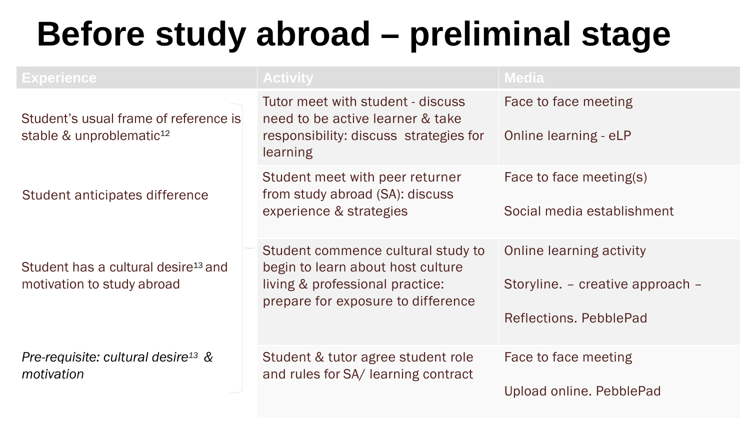# Before study abroad – preliminal stage

| Experience | Activity | Media |
|---|---|---|
| Student's usual frame of reference is stable & unproblematic[12] | Tutor meet with student - discuss need to be active learner & take responsibility: discuss strategies for learning | Face to face meeting<br><br>Online learning - eLP |
| Student anticipates difference | Student meet with peer returner from study abroad (SA): discuss experience & strategies | Face to face meeting(s)<br><br>Social media establishment |
| Student has a cultural desire[13] and motivation to study abroad | Student commence cultural study to begin to learn about host culture living & professional practice: prepare for exposure to difference | Online learning activity<br><br>Storyline. – creative approach –<br><br>Reflections. PebblePad |
| *Pre-requisite: cultural desire[13] & motivation* | Student & tutor agree student role and rules for SA/ learning contract | Face to face meeting<br><br>Upload online. PebblePad |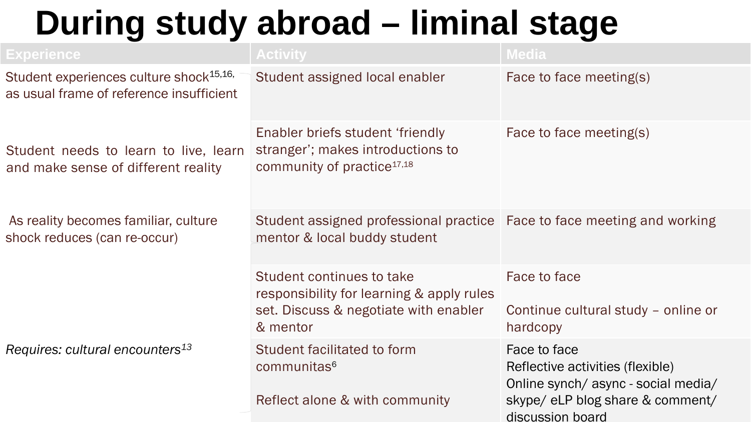# During study abroad – liminal stage

| Experience | Activity | Media |
|---|---|---|
| Student experiences culture shock[15,16], as usual frame of reference insufficient | Student assigned local enabler | Face to face meeting(s) |
| Student needs to learn to live, learn and make sense of different reality | Enabler briefs student 'friendly stranger'; makes introductions to community of practice[17,18] | Face to face meeting(s) |
| As reality becomes familiar, culture shock reduces (can re-occur) | Student assigned professional practice mentor & local buddy student | Face to face meeting and working |
| | Student continues to take responsibility for learning & apply rules set. Discuss & negotiate with enabler & mentor | Face to face<br><br>Continue cultural study – online or hardcopy |
| *Requires: cultural encounters[13]* | Student facilitated to form communitas[6]<br><br>Reflect alone & with community | Face to face<br>Reflective activities (flexible)<br>Online synch/ async - social media/ skype/ eLP blog share & comment/ discussion board |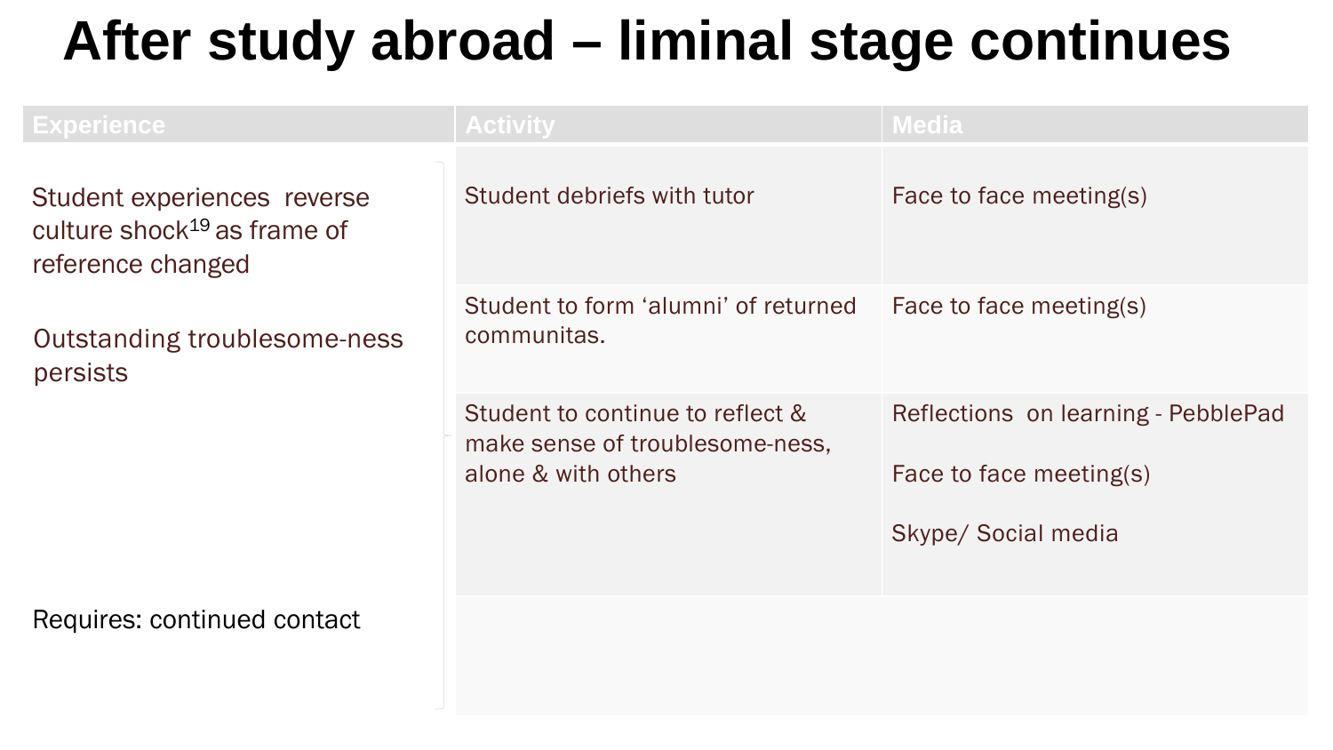# After study abroad – liminal stage continues

| Experience | Activity | Media |
|---|---|---|
| Student experiences reverse culture shock[19] as frame of reference changed<br><br>Outstanding troublesome-ness persists<br><br>Requires: continued contact | Student debriefs with tutor | Face to face meeting(s) |
| | Student to form 'alumni' of returned communitas. | Face to face meeting(s) |
| | Student to continue to reflect & make sense of troublesome-ness, alone & with others | Reflections on learning - PebblePad<br><br>Face to face meeting(s)<br><br>Skype/ Social media |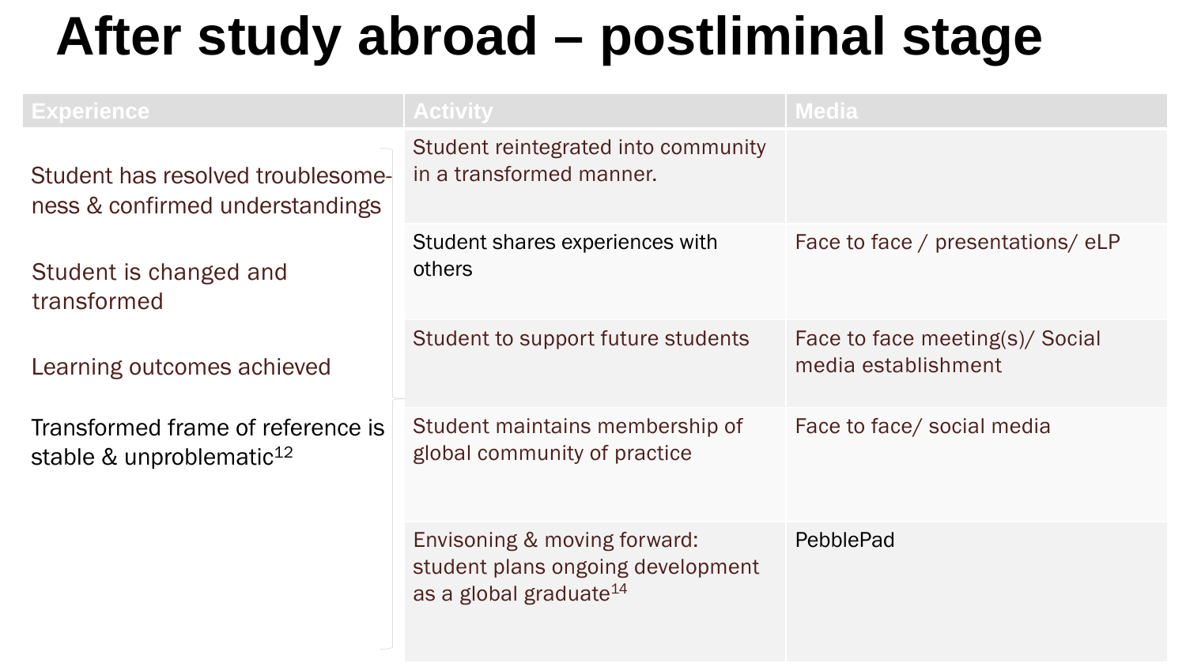# After study abroad – postliminal stage

| Experience | Activity | Media |
|---|---|---|
| Student has resolved troublesome-ness & confirmed understandings<br><br>Student is changed and transformed<br><br>Learning outcomes achieved<br><br>Transformed frame of reference is stable & unproblematic[12] | Student reintegrated into community in a transformed manner. | |
| | Student shares experiences with others | Face to face / presentations/ eLP |
| | Student to support future students | Face to face meeting(s)/ Social media establishment |
| | Student maintains membership of global community of practice | Face to face/ social media |
| | Envisoning & moving forward: student plans ongoing development as a global graduate[14] | PebblePad |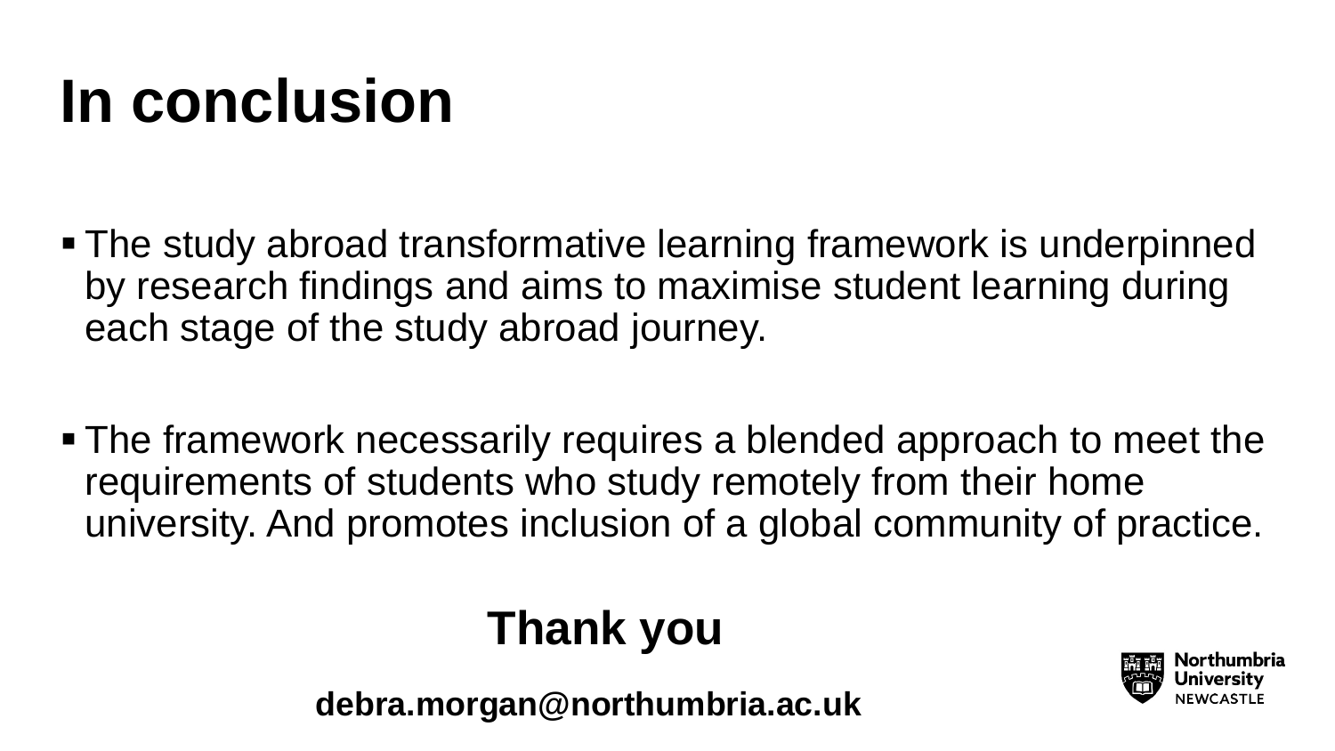# In conclusion

- The study abroad transformative learning framework is underpinned by research findings and aims to maximise student learning during each stage of the study abroad journey.
- The framework necessarily requires a blended approach to meet the requirements of students who study remotely from their home university. And promotes inclusion of a global community of practice.

**Thank you**

**debra.morgan@northumbria.ac.uk**

Northumbria University NEWCASTLE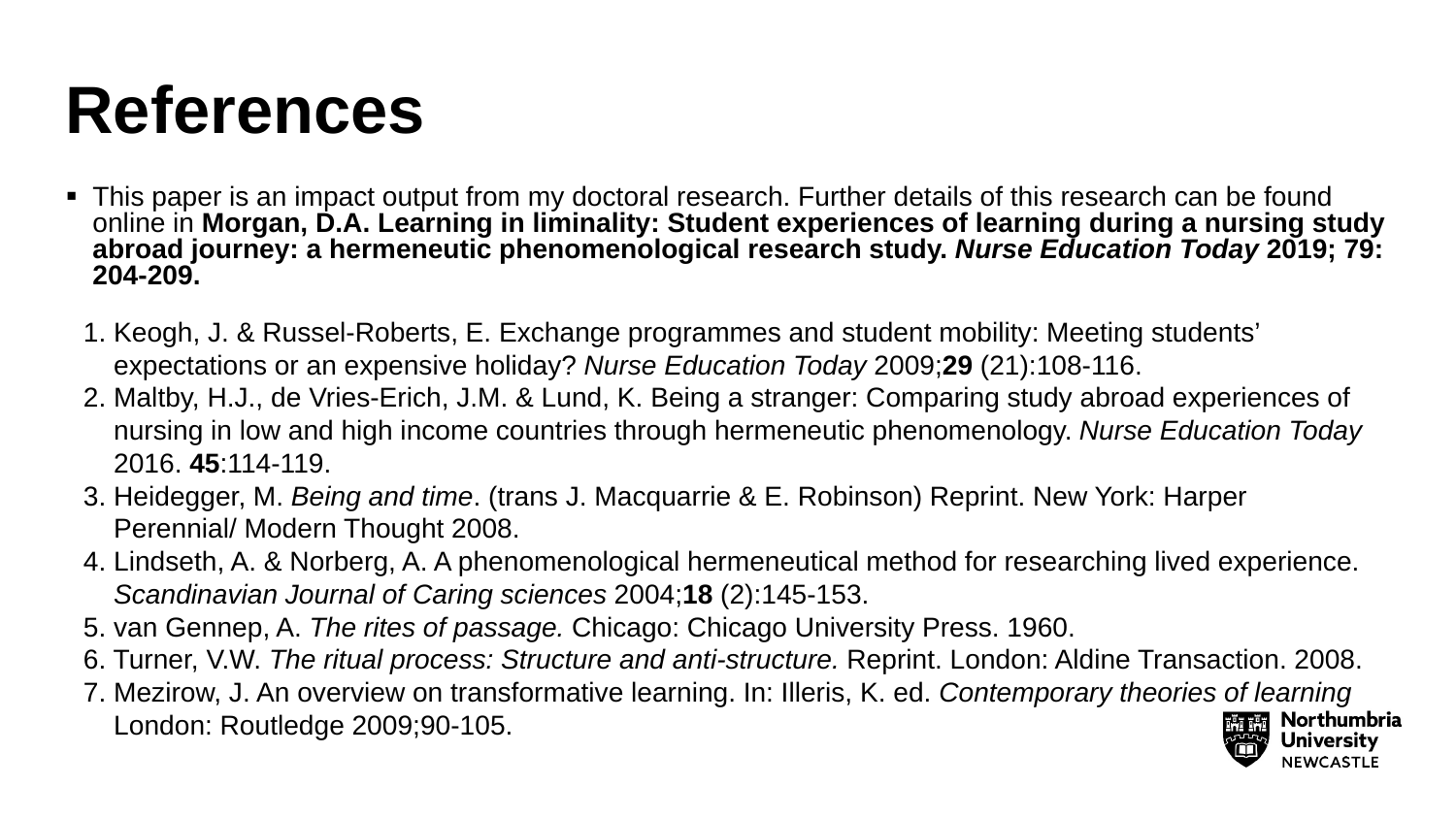# References

- This paper is an impact output from my doctoral research. Further details of this research can be found online in **Morgan, D.A. Learning in liminality: Student experiences of learning during a nursing study abroad journey: a hermeneutic phenomenological research study. *Nurse Education Today* 2019; 79: 204-209.**

1. Keogh, J. & Russel-Roberts, E. Exchange programmes and student mobility: Meeting students' expectations or an expensive holiday? *Nurse Education Today* 2009;**29** (21):108-116.
2. Maltby, H.J., de Vries-Erich, J.M. & Lund, K. Being a stranger: Comparing study abroad experiences of nursing in low and high income countries through hermeneutic phenomenology. *Nurse Education Today* 2016. **45**:114-119.
3. Heidegger, M. *Being and time*. (trans J. Macquarrie & E. Robinson) Reprint. New York: Harper Perennial/ Modern Thought 2008.
4. Lindseth, A. & Norberg, A. A phenomenological hermeneutical method for researching lived experience. *Scandinavian Journal of Caring sciences* 2004;**18** (2):145-153.
5. van Gennep, A. *The rites of passage.* Chicago: Chicago University Press. 1960.
6. Turner, V.W. *The ritual process: Structure and anti-structure.* Reprint. London: Aldine Transaction. 2008.
7. Mezirow, J. An overview on transformative learning. In: Illeris, K. ed. *Contemporary theories of learning* London: Routledge 2009;90-105.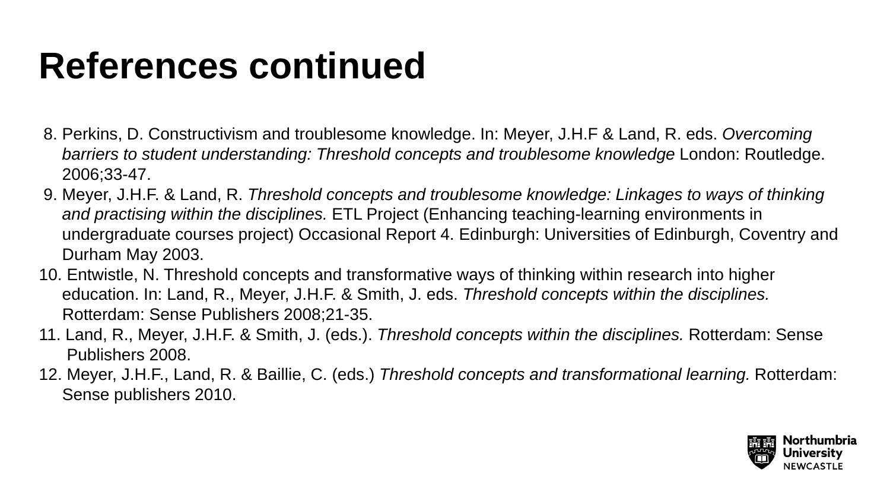# References continued

8. Perkins, D. Constructivism and troublesome knowledge. In: Meyer, J.H.F & Land, R. eds. *Overcoming barriers to student understanding: Threshold concepts and troublesome knowledge* London: Routledge. 2006;33-47.
9. Meyer, J.H.F. & Land, R. *Threshold concepts and troublesome knowledge: Linkages to ways of thinking and practising within the disciplines.* ETL Project (Enhancing teaching-learning environments in undergraduate courses project) Occasional Report 4. Edinburgh: Universities of Edinburgh, Coventry and Durham May 2003.
10. Entwistle, N. Threshold concepts and transformative ways of thinking within research into higher education. In: Land, R., Meyer, J.H.F. & Smith, J. eds. *Threshold concepts within the disciplines.* Rotterdam: Sense Publishers 2008;21-35.
11. Land, R., Meyer, J.H.F. & Smith, J. (eds.). *Threshold concepts within the disciplines.* Rotterdam: Sense Publishers 2008.
12. Meyer, J.H.F., Land, R. & Baillie, C. (eds.) *Threshold concepts and transformational learning.* Rotterdam: Sense publishers 2010.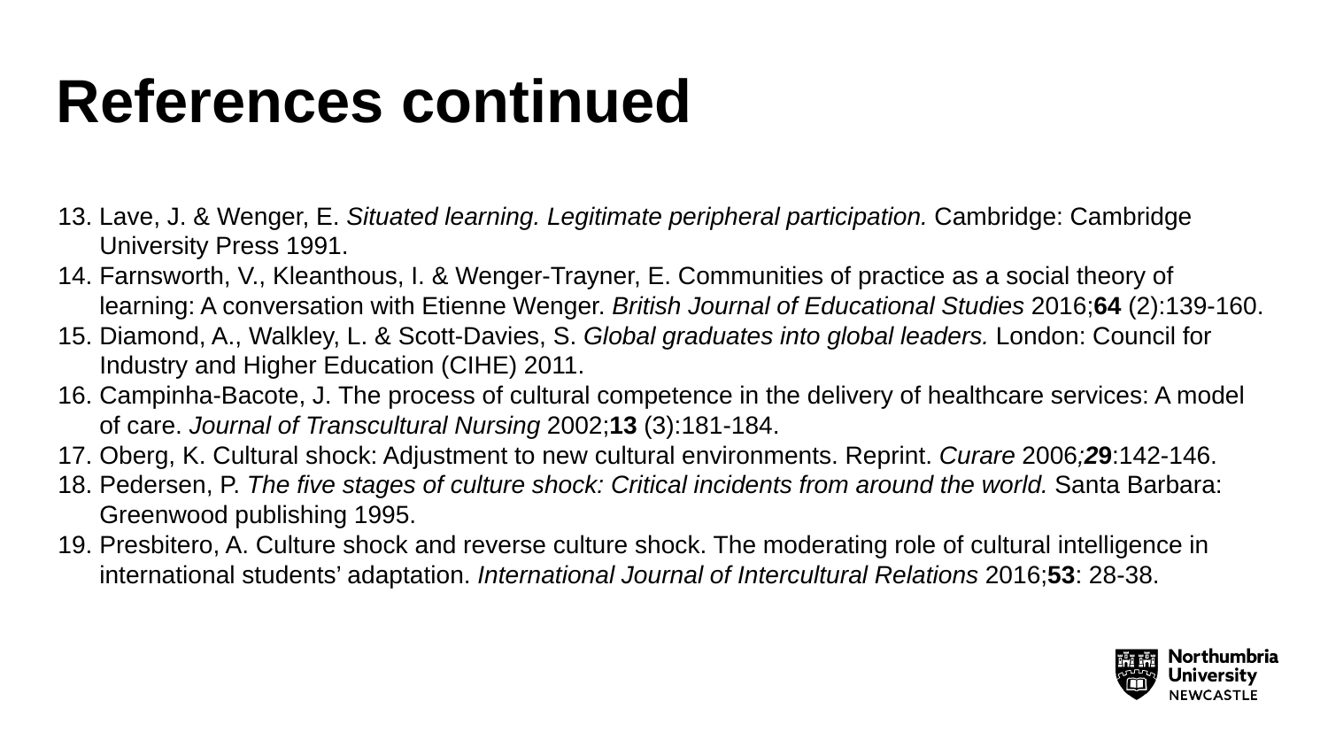# References continued

13. Lave, J. & Wenger, E. *Situated learning. Legitimate peripheral participation.* Cambridge: Cambridge University Press 1991.
14. Farnsworth, V., Kleanthous, I. & Wenger-Trayner, E. Communities of practice as a social theory of learning: A conversation with Etienne Wenger. *British Journal of Educational Studies* 2016;**64** (2):139-160.
15. Diamond, A., Walkley, L. & Scott-Davies, S. *Global graduates into global leaders.* London: Council for Industry and Higher Education (CIHE) 2011.
16. Campinha-Bacote, J. The process of cultural competence in the delivery of healthcare services: A model of care. *Journal of Transcultural Nursing* 2002;**13** (3):181-184.
17. Oberg, K. Cultural shock: Adjustment to new cultural environments. Reprint. *Curare* 2006;***29***:142-146.
18. Pedersen, P. *The five stages of culture shock: Critical incidents from around the world.* Santa Barbara: Greenwood publishing 1995.
19. Presbitero, A. Culture shock and reverse culture shock. The moderating role of cultural intelligence in international students' adaptation. *International Journal of Intercultural Relations* 2016;**53**: 28-38.

Northumbria University NEWCASTLE